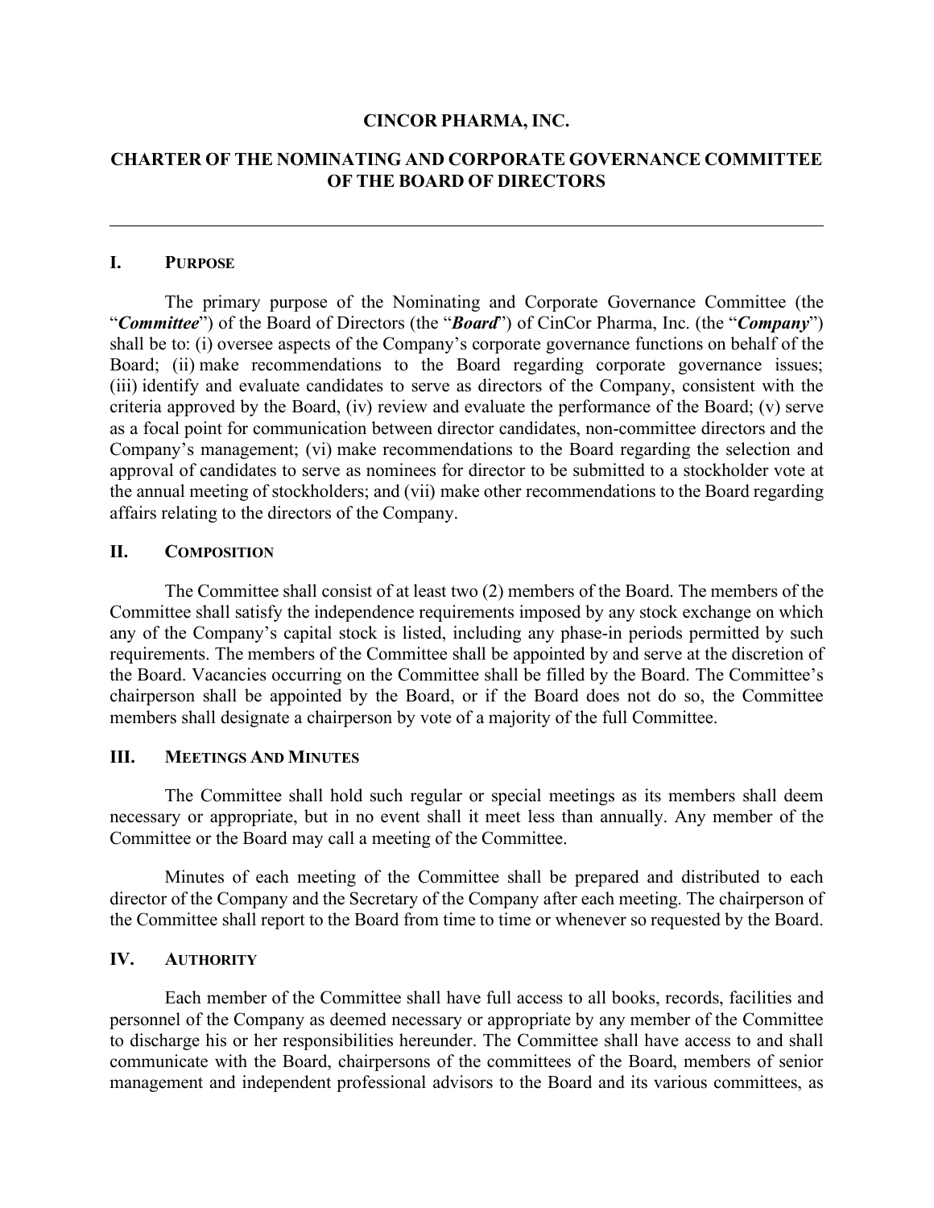# CINCOR PHARMA, INC.

## CHARTER OF THE NOMINATING AND CORPORATE GOVERNANCE COMMITTEE OF THE BOARD OF DIRECTORS

---

### I. PURPOSE

The primary purpose of the Nominating and Corporate Governance Committee (the "***Committee***") of the Board of Directors (the "***Board***") of CinCor Pharma, Inc. (the "***Company***") shall be to: (i) oversee aspects of the Company's corporate governance functions on behalf of the Board; (ii) make recommendations to the Board regarding corporate governance issues; (iii) identify and evaluate candidates to serve as directors of the Company, consistent with the criteria approved by the Board, (iv) review and evaluate the performance of the Board; (v) serve as a focal point for communication between director candidates, non-committee directors and the Company's management; (vi) make recommendations to the Board regarding the selection and approval of candidates to serve as nominees for director to be submitted to a stockholder vote at the annual meeting of stockholders; and (vii) make other recommendations to the Board regarding affairs relating to the directors of the Company.

### II. COMPOSITION

The Committee shall consist of at least two (2) members of the Board. The members of the Committee shall satisfy the independence requirements imposed by any stock exchange on which any of the Company's capital stock is listed, including any phase-in periods permitted by such requirements. The members of the Committee shall be appointed by and serve at the discretion of the Board. Vacancies occurring on the Committee shall be filled by the Board. The Committee's chairperson shall be appointed by the Board, or if the Board does not do so, the Committee members shall designate a chairperson by vote of a majority of the full Committee.

### III. MEETINGS AND MINUTES

The Committee shall hold such regular or special meetings as its members shall deem necessary or appropriate, but in no event shall it meet less than annually. Any member of the Committee or the Board may call a meeting of the Committee.

Minutes of each meeting of the Committee shall be prepared and distributed to each director of the Company and the Secretary of the Company after each meeting. The chairperson of the Committee shall report to the Board from time to time or whenever so requested by the Board.

### IV. AUTHORITY

Each member of the Committee shall have full access to all books, records, facilities and personnel of the Company as deemed necessary or appropriate by any member of the Committee to discharge his or her responsibilities hereunder. The Committee shall have access to and shall communicate with the Board, chairpersons of the committees of the Board, members of senior management and independent professional advisors to the Board and its various committees, as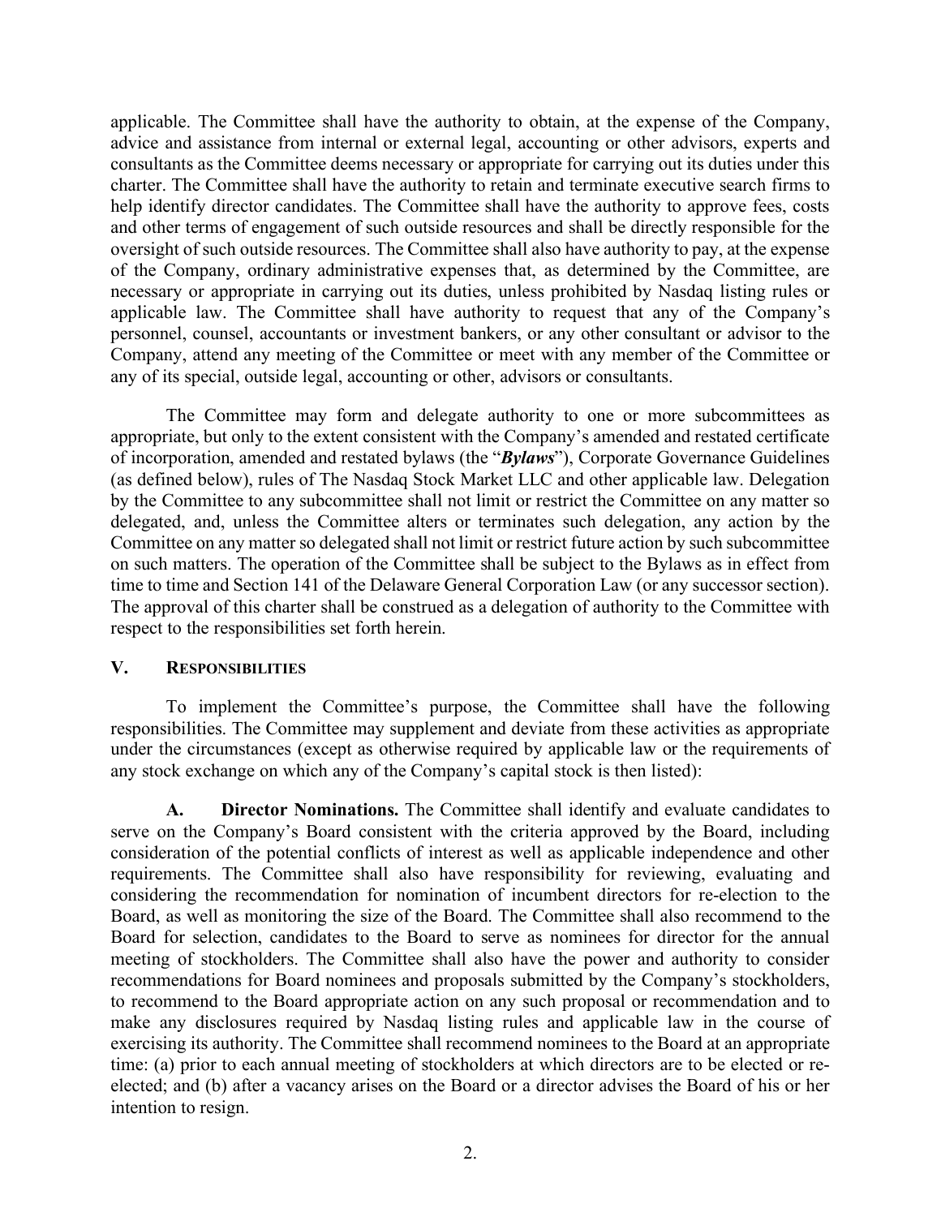applicable. The Committee shall have the authority to obtain, at the expense of the Company, advice and assistance from internal or external legal, accounting or other advisors, experts and consultants as the Committee deems necessary or appropriate for carrying out its duties under this charter. The Committee shall have the authority to retain and terminate executive search firms to help identify director candidates. The Committee shall have the authority to approve fees, costs and other terms of engagement of such outside resources and shall be directly responsible for the oversight of such outside resources. The Committee shall also have authority to pay, at the expense of the Company, ordinary administrative expenses that, as determined by the Committee, are necessary or appropriate in carrying out its duties, unless prohibited by Nasdaq listing rules or applicable law. The Committee shall have authority to request that any of the Company's personnel, counsel, accountants or investment bankers, or any other consultant or advisor to the Company, attend any meeting of the Committee or meet with any member of the Committee or any of its special, outside legal, accounting or other, advisors or consultants.

The Committee may form and delegate authority to one or more subcommittees as appropriate, but only to the extent consistent with the Company's amended and restated certificate of incorporation, amended and restated bylaws (the "***Bylaws***"), Corporate Governance Guidelines (as defined below), rules of The Nasdaq Stock Market LLC and other applicable law. Delegation by the Committee to any subcommittee shall not limit or restrict the Committee on any matter so delegated, and, unless the Committee alters or terminates such delegation, any action by the Committee on any matter so delegated shall not limit or restrict future action by such subcommittee on such matters. The operation of the Committee shall be subject to the Bylaws as in effect from time to time and Section 141 of the Delaware General Corporation Law (or any successor section). The approval of this charter shall be construed as a delegation of authority to the Committee with respect to the responsibilities set forth herein.

## V. RESPONSIBILITIES

To implement the Committee's purpose, the Committee shall have the following responsibilities. The Committee may supplement and deviate from these activities as appropriate under the circumstances (except as otherwise required by applicable law or the requirements of any stock exchange on which any of the Company's capital stock is then listed):

**A. Director Nominations.** The Committee shall identify and evaluate candidates to serve on the Company's Board consistent with the criteria approved by the Board, including consideration of the potential conflicts of interest as well as applicable independence and other requirements. The Committee shall also have responsibility for reviewing, evaluating and considering the recommendation for nomination of incumbent directors for re-election to the Board, as well as monitoring the size of the Board. The Committee shall also recommend to the Board for selection, candidates to the Board to serve as nominees for director for the annual meeting of stockholders. The Committee shall also have the power and authority to consider recommendations for Board nominees and proposals submitted by the Company's stockholders, to recommend to the Board appropriate action on any such proposal or recommendation and to make any disclosures required by Nasdaq listing rules and applicable law in the course of exercising its authority. The Committee shall recommend nominees to the Board at an appropriate time: (a) prior to each annual meeting of stockholders at which directors are to be elected or re-elected; and (b) after a vacancy arises on the Board or a director advises the Board of his or her intention to resign.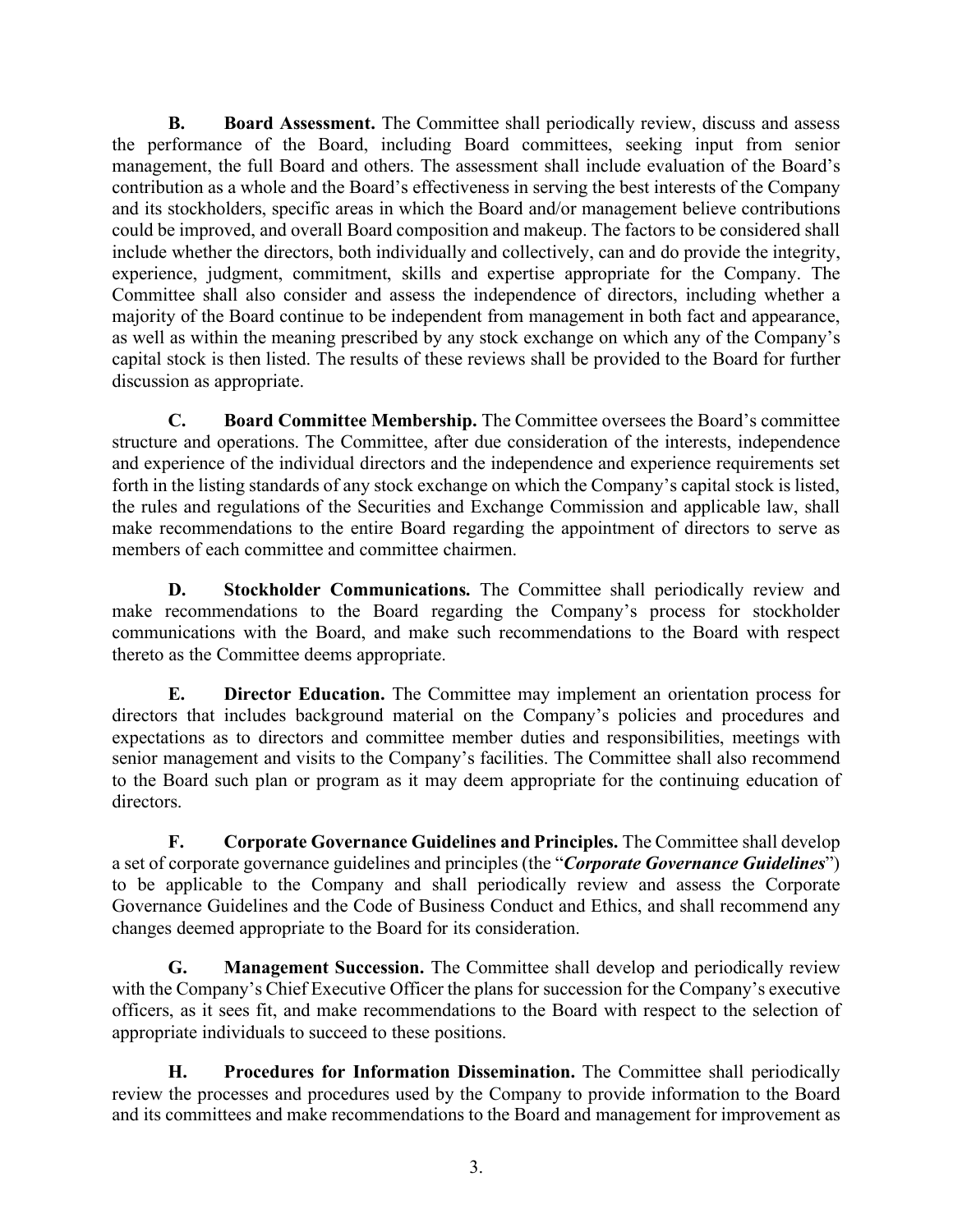**B. Board Assessment.** The Committee shall periodically review, discuss and assess the performance of the Board, including Board committees, seeking input from senior management, the full Board and others. The assessment shall include evaluation of the Board's contribution as a whole and the Board's effectiveness in serving the best interests of the Company and its stockholders, specific areas in which the Board and/or management believe contributions could be improved, and overall Board composition and makeup. The factors to be considered shall include whether the directors, both individually and collectively, can and do provide the integrity, experience, judgment, commitment, skills and expertise appropriate for the Company. The Committee shall also consider and assess the independence of directors, including whether a majority of the Board continue to be independent from management in both fact and appearance, as well as within the meaning prescribed by any stock exchange on which any of the Company's capital stock is then listed. The results of these reviews shall be provided to the Board for further discussion as appropriate.

**C. Board Committee Membership.** The Committee oversees the Board's committee structure and operations. The Committee, after due consideration of the interests, independence and experience of the individual directors and the independence and experience requirements set forth in the listing standards of any stock exchange on which the Company's capital stock is listed, the rules and regulations of the Securities and Exchange Commission and applicable law, shall make recommendations to the entire Board regarding the appointment of directors to serve as members of each committee and committee chairmen.

**D. Stockholder Communications.** The Committee shall periodically review and make recommendations to the Board regarding the Company's process for stockholder communications with the Board, and make such recommendations to the Board with respect thereto as the Committee deems appropriate.

**E. Director Education.** The Committee may implement an orientation process for directors that includes background material on the Company's policies and procedures and expectations as to directors and committee member duties and responsibilities, meetings with senior management and visits to the Company's facilities. The Committee shall also recommend to the Board such plan or program as it may deem appropriate for the continuing education of directors.

**F. Corporate Governance Guidelines and Principles.** The Committee shall develop a set of corporate governance guidelines and principles (the "***Corporate Governance Guidelines***") to be applicable to the Company and shall periodically review and assess the Corporate Governance Guidelines and the Code of Business Conduct and Ethics, and shall recommend any changes deemed appropriate to the Board for its consideration.

**G. Management Succession.** The Committee shall develop and periodically review with the Company's Chief Executive Officer the plans for succession for the Company's executive officers, as it sees fit, and make recommendations to the Board with respect to the selection of appropriate individuals to succeed to these positions.

**H. Procedures for Information Dissemination.** The Committee shall periodically review the processes and procedures used by the Company to provide information to the Board and its committees and make recommendations to the Board and management for improvement as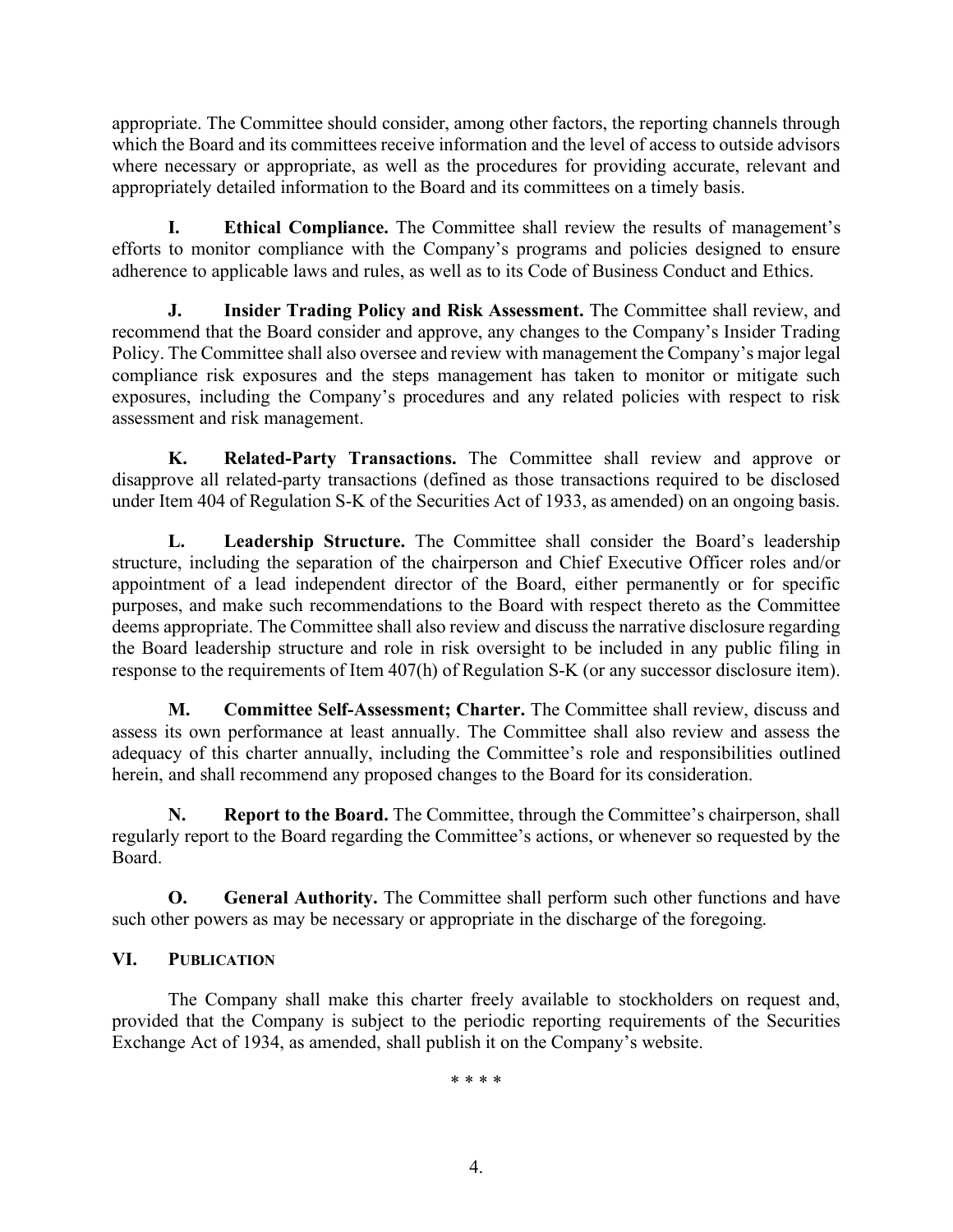appropriate. The Committee should consider, among other factors, the reporting channels through which the Board and its committees receive information and the level of access to outside advisors where necessary or appropriate, as well as the procedures for providing accurate, relevant and appropriately detailed information to the Board and its committees on a timely basis.

**I. Ethical Compliance.** The Committee shall review the results of management's efforts to monitor compliance with the Company's programs and policies designed to ensure adherence to applicable laws and rules, as well as to its Code of Business Conduct and Ethics.

**J. Insider Trading Policy and Risk Assessment.** The Committee shall review, and recommend that the Board consider and approve, any changes to the Company's Insider Trading Policy. The Committee shall also oversee and review with management the Company's major legal compliance risk exposures and the steps management has taken to monitor or mitigate such exposures, including the Company's procedures and any related policies with respect to risk assessment and risk management.

**K. Related-Party Transactions.** The Committee shall review and approve or disapprove all related-party transactions (defined as those transactions required to be disclosed under Item 404 of Regulation S-K of the Securities Act of 1933, as amended) on an ongoing basis.

**L. Leadership Structure.** The Committee shall consider the Board's leadership structure, including the separation of the chairperson and Chief Executive Officer roles and/or appointment of a lead independent director of the Board, either permanently or for specific purposes, and make such recommendations to the Board with respect thereto as the Committee deems appropriate. The Committee shall also review and discuss the narrative disclosure regarding the Board leadership structure and role in risk oversight to be included in any public filing in response to the requirements of Item 407(h) of Regulation S-K (or any successor disclosure item).

**M. Committee Self-Assessment; Charter.** The Committee shall review, discuss and assess its own performance at least annually. The Committee shall also review and assess the adequacy of this charter annually, including the Committee's role and responsibilities outlined herein, and shall recommend any proposed changes to the Board for its consideration.

**N. Report to the Board.** The Committee, through the Committee's chairperson, shall regularly report to the Board regarding the Committee's actions, or whenever so requested by the Board.

**O. General Authority.** The Committee shall perform such other functions and have such other powers as may be necessary or appropriate in the discharge of the foregoing.

## VI. PUBLICATION

The Company shall make this charter freely available to stockholders on request and, provided that the Company is subject to the periodic reporting requirements of the Securities Exchange Act of 1934, as amended, shall publish it on the Company's website.

\* \* \* \*